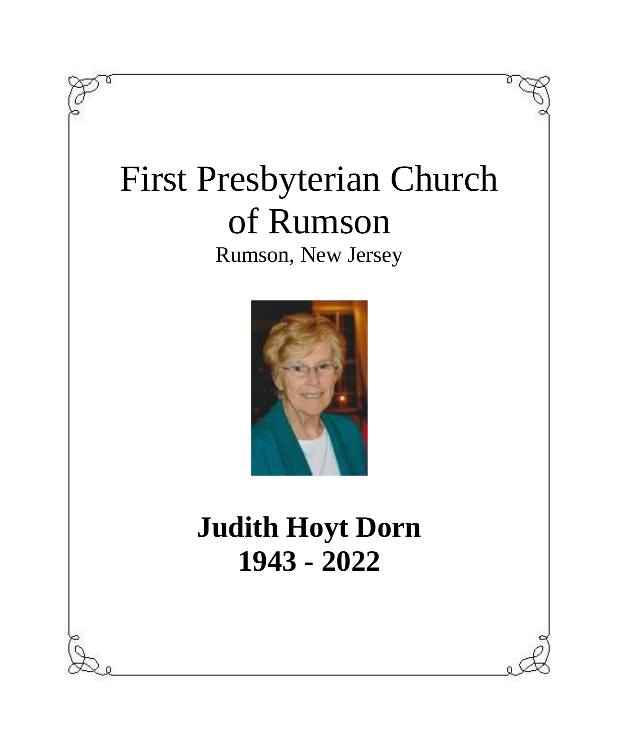# First Presbyterian Church of Rumson

Rumson, New Jersey

**Judith Hoyt Dorn**
**1943 - 2022**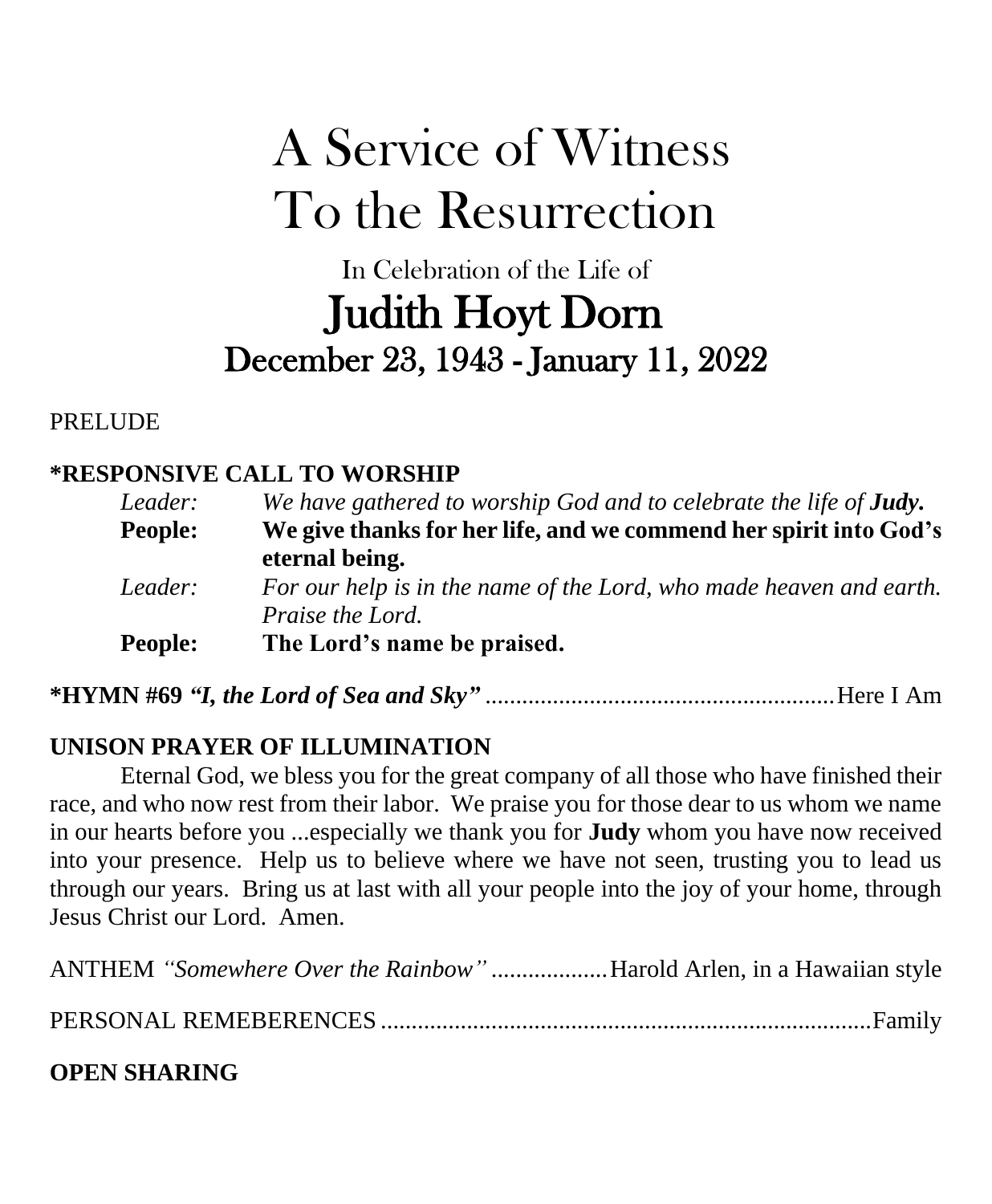# A Service of Witness To the Resurrection

In Celebration of the Life of

## Judith Hoyt Dorn

### December 23, 1943 - January 11, 2022

PRELUDE

**\*RESPONSIVE CALL TO WORSHIP**

*Leader:* *We have gathered to worship God and to celebrate the life of* ***Judy.***

**People:** **We give thanks for her life, and we commend her spirit into God's eternal being.**

*Leader:* *For our help is in the name of the Lord, who made heaven and earth. Praise the Lord.*

**People:** **The Lord's name be praised.**

**\*HYMN #69** ***"I, the Lord of Sea and Sky"*** ........................................................ Here I Am

**UNISON PRAYER OF ILLUMINATION**

Eternal God, we bless you for the great company of all those who have finished their race, and who now rest from their labor. We praise you for those dear to us whom we name in our hearts before you ...especially we thank you for **Judy** whom you have now received into your presence. Help us to believe where we have not seen, trusting you to lead us through our years. Bring us at last with all your people into the joy of your home, through Jesus Christ our Lord. Amen.

ANTHEM *"Somewhere Over the Rainbow"* ................... Harold Arlen, in a Hawaiian style

PERSONAL REMEBERENCES ................................................................................ Family

**OPEN SHARING**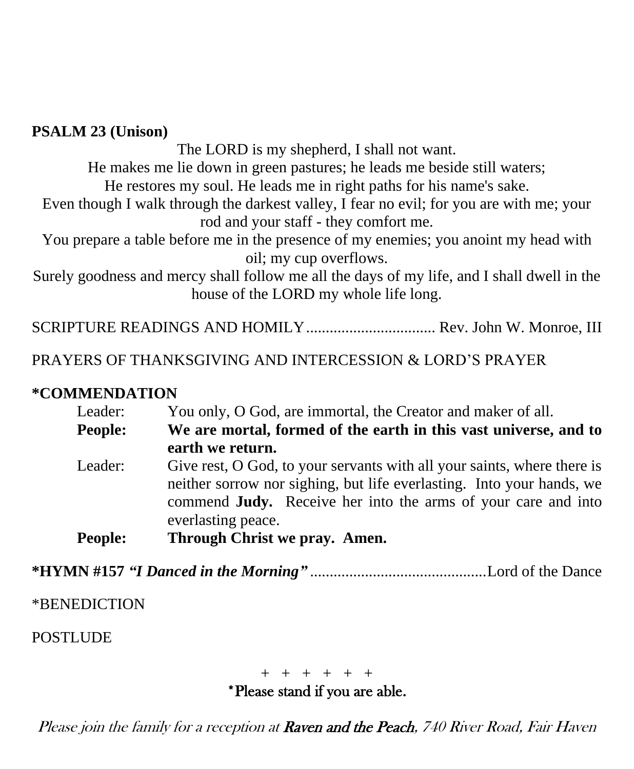**PSALM 23 (Unison)**

The LORD is my shepherd, I shall not want.
He makes me lie down in green pastures; he leads me beside still waters;
He restores my soul. He leads me in right paths for his name's sake.
Even though I walk through the darkest valley, I fear no evil; for you are with me; your rod and your staff - they comfort me.
You prepare a table before me in the presence of my enemies; you anoint my head with oil; my cup overflows.
Surely goodness and mercy shall follow me all the days of my life, and I shall dwell in the house of the LORD my whole life long.

SCRIPTURE READINGS AND HOMILY ................................. Rev. John W. Monroe, III

PRAYERS OF THANKSGIVING AND INTERCESSION & LORD'S PRAYER

**\*COMMENDATION**

Leader: You only, O God, are immortal, the Creator and maker of all.

**People: We are mortal, formed of the earth in this vast universe, and to earth we return.**

Leader: Give rest, O God, to your servants with all your saints, where there is neither sorrow nor sighing, but life everlasting. Into your hands, we commend **Judy.** Receive her into the arms of your care and into everlasting peace.

**People: Through Christ we pray. Amen.**

**\*HYMN #157 *"I Danced in the Morning"*** .............................................Lord of the Dance

\*BENEDICTION

POSTLUDE

\+ + + + + +

\*Please stand if you are able.

*Please join the family for a reception at **Raven and the Peach**, 740 River Road, Fair Haven*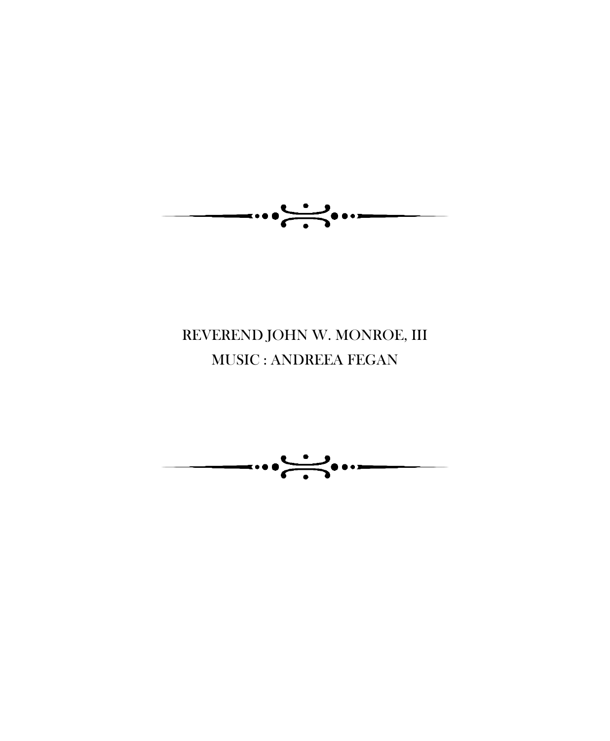REVEREND JOHN W. MONROE, III

MUSIC : ANDREEA FEGAN